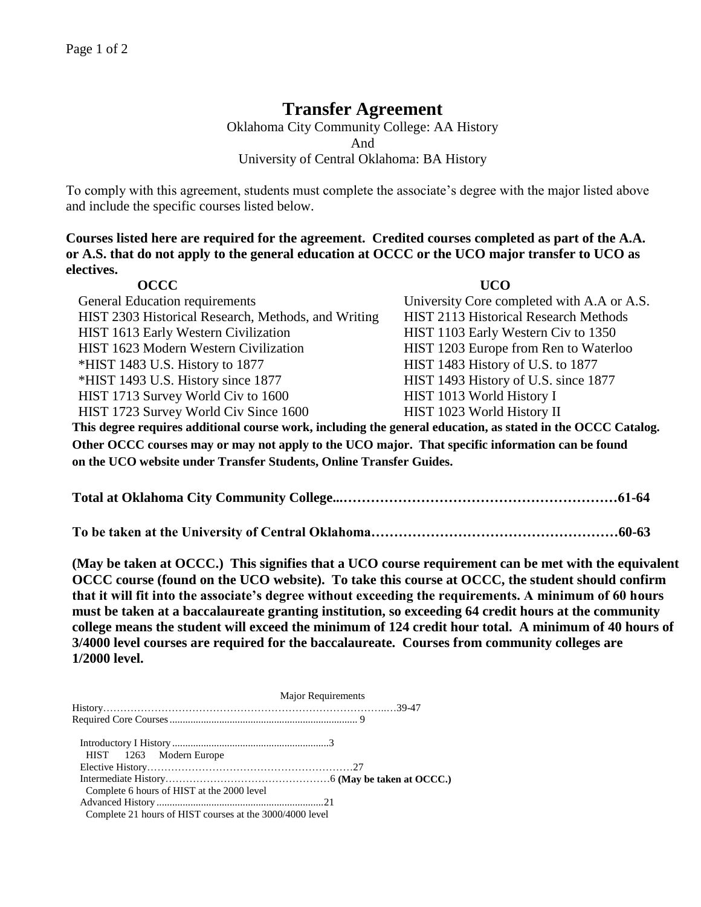# Transfer Agreement

Oklahoma City Community College: AA History
And
University of Central Oklahoma: BA History

To comply with this agreement, students must complete the associate's degree with the major listed above and include the specific courses listed below.

**Courses listed here are required for the agreement. Credited courses completed as part of the A.A. or A.S. that do not apply to the general education at OCCC or the UCO major transfer to UCO as electives.**

| OCCC | UCO |
|---|---|
| General Education requirements | University Core completed with A.A or A.S. |
| HIST 2303 Historical Research, Methods, and Writing | HIST 2113 Historical Research Methods |
| HIST 1613 Early Western Civilization | HIST 1103 Early Western Civ to 1350 |
| HIST 1623 Modern Western Civilization | HIST 1203 Europe from Ren to Waterloo |
| *HIST 1483 U.S. History to 1877 | HIST 1483 History of U.S. to 1877 |
| *HIST 1493 U.S. History since 1877 | HIST 1493 History of U.S. since 1877 |
| HIST 1713 Survey World Civ to 1600 | HIST 1013 World History I |
| HIST 1723 Survey World Civ Since 1600 | HIST 1023 World History II |

**This degree requires additional course work, including the general education, as stated in the OCCC Catalog. Other OCCC courses may or may not apply to the UCO major. That specific information can be found on the UCO website under Transfer Students, Online Transfer Guides.**

**Total at Oklahoma City Community College......................................................61-64**

**To be taken at the University of Central Oklahoma............................................60-63**

**(May be taken at OCCC.) This signifies that a UCO course requirement can be met with the equivalent OCCC course (found on the UCO website). To take this course at OCCC, the student should confirm that it will fit into the associate's degree without exceeding the requirements. A minimum of 60 hours must be taken at a baccalaureate granting institution, so exceeding 64 credit hours at the community college means the student will exceed the minimum of 124 credit hour total. A minimum of 40 hours of 3/4000 level courses are required for the baccalaureate. Courses from community colleges are 1/2000 level.**

Major Requirements

History.....................................................................39-47
Required Core Courses........................................................ 9

- Introductory I History..................................................3
  - HIST 1263 Modern Europe
- Elective History.........................................................27
- Intermediate History......................................................6 **(May be taken at OCCC.)**
  - Complete 6 hours of HIST at the 2000 level
- Advanced History.........................................................21
  - Complete 21 hours of HIST courses at the 3000/4000 level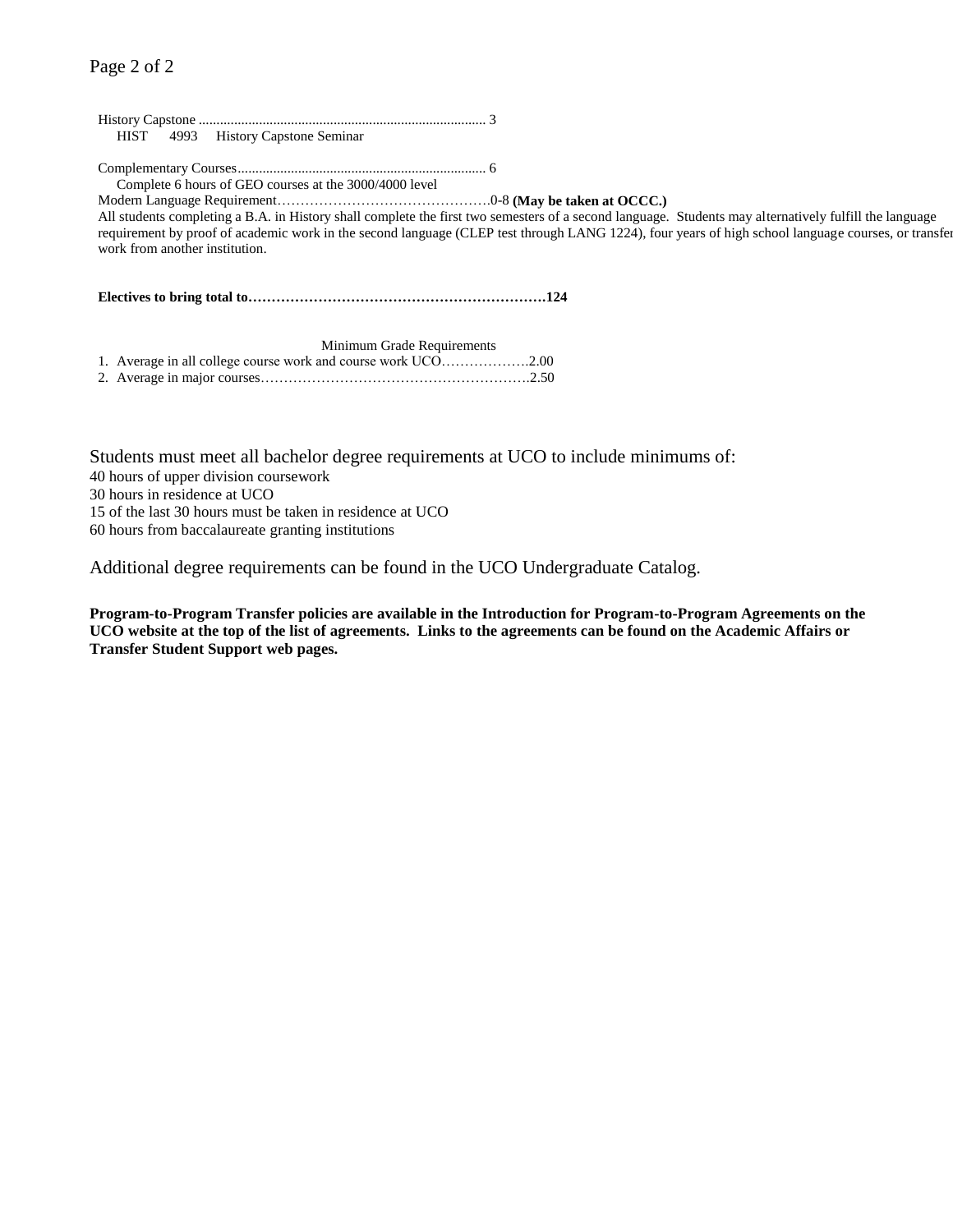History Capstone ................................................................................ 3
HIST 4993 History Capstone Seminar

Complementary Courses...................................................................... 6
Complete 6 hours of GEO courses at the 3000/4000 level
Modern Language Requirement……………………………………….0-8 **(May be taken at OCCC.)**
All students completing a B.A. in History shall complete the first two semesters of a second language. Students may alternatively fulfill the language requirement by proof of academic work in the second language (CLEP test through LANG 1224), four years of high school language courses, or transfer work from another institution.

**Electives to bring total to………………………………………………………124**

Minimum Grade Requirements

1. Average in all college course work and course work UCO……………….2.00
2. Average in major courses…………………………………………………..2.50

Students must meet all bachelor degree requirements at UCO to include minimums of:
40 hours of upper division coursework
30 hours in residence at UCO
15 of the last 30 hours must be taken in residence at UCO
60 hours from baccalaureate granting institutions

Additional degree requirements can be found in the UCO Undergraduate Catalog.

**Program-to-Program Transfer policies are available in the Introduction for Program-to-Program Agreements on the UCO website at the top of the list of agreements. Links to the agreements can be found on the Academic Affairs or Transfer Student Support web pages.**